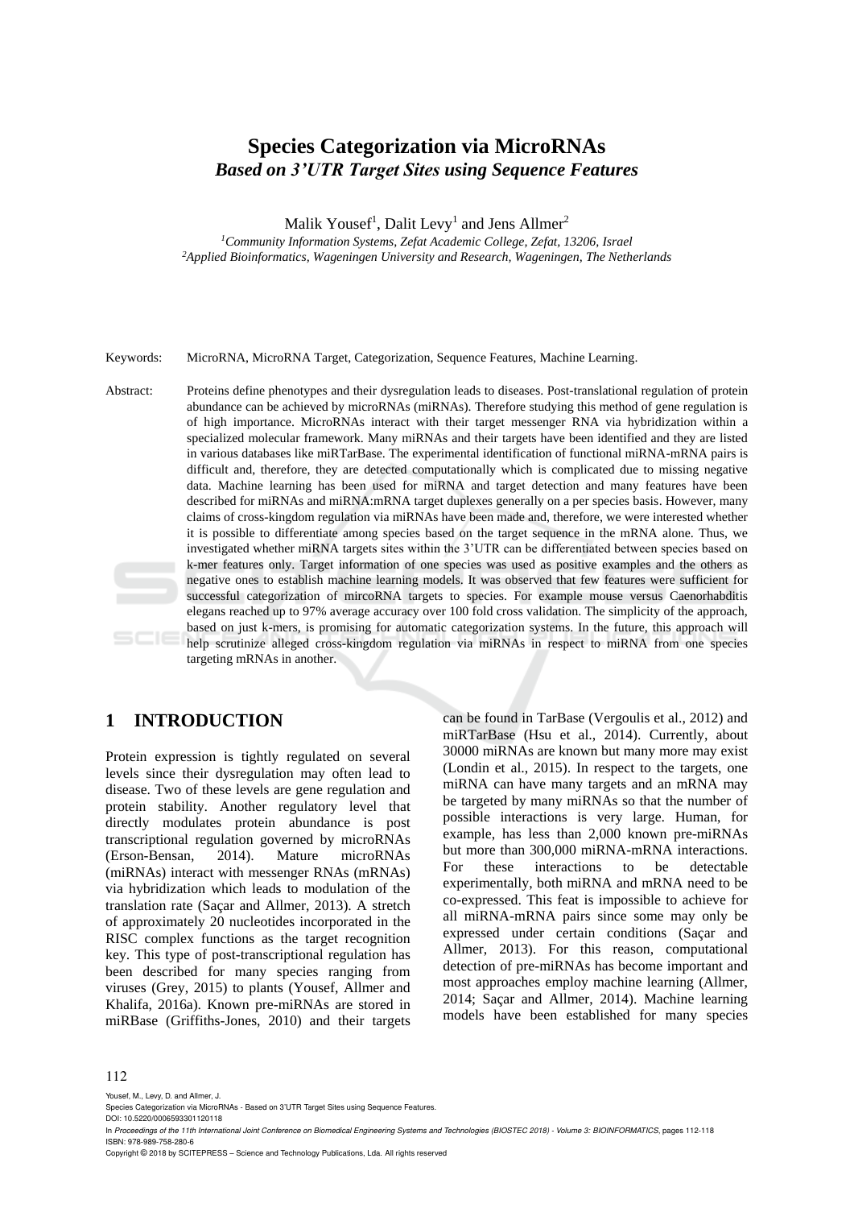# Species Categorization via MicroRNAs

***Based on 3'UTR Target Sites using Sequence Features***

Malik Yousef[1], Dalit Levy[1] and Jens Allmer[2]

[1]*Community Information Systems, Zefat Academic College, Zefat, 13206, Israel*
[2]*Applied Bioinformatics, Wageningen University and Research, Wageningen, The Netherlands*

Keywords: MicroRNA, MicroRNA Target, Categorization, Sequence Features, Machine Learning.

Abstract: Proteins define phenotypes and their dysregulation leads to diseases. Post-translational regulation of protein abundance can be achieved by microRNAs (miRNAs). Therefore studying this method of gene regulation is of high importance. MicroRNAs interact with their target messenger RNA via hybridization within a specialized molecular framework. Many miRNAs and their targets have been identified and they are listed in various databases like miRTarBase. The experimental identification of functional miRNA-mRNA pairs is difficult and, therefore, they are detected computationally which is complicated due to missing negative data. Machine learning has been used for miRNA and target detection and many features have been described for miRNAs and miRNA:mRNA target duplexes generally on a per species basis. However, many claims of cross-kingdom regulation via miRNAs have been made and, therefore, we were interested whether it is possible to differentiate among species based on the target sequence in the mRNA alone. Thus, we investigated whether miRNA targets sites within the 3'UTR can be differentiated between species based on k-mer features only. Target information of one species was used as positive examples and the others as negative ones to establish machine learning models. It was observed that few features were sufficient for successful categorization of mircoRNA targets to species. For example mouse versus Caenorhabditis elegans reached up to 97% average accuracy over 100 fold cross validation. The simplicity of the approach, based on just k-mers, is promising for automatic categorization systems. In the future, this approach will help scrutinize alleged cross-kingdom regulation via miRNAs in respect to miRNA from one species targeting mRNAs in another.

## 1 INTRODUCTION

Protein expression is tightly regulated on several levels since their dysregulation may often lead to disease. Two of these levels are gene regulation and protein stability. Another regulatory level that directly modulates protein abundance is post transcriptional regulation governed by microRNAs (Erson-Bensan, 2014). Mature microRNAs (miRNAs) interact with messenger RNAs (mRNAs) via hybridization which leads to modulation of the translation rate (Saçar and Allmer, 2013). A stretch of approximately 20 nucleotides incorporated in the RISC complex functions as the target recognition key. This type of post-transcriptional regulation has been described for many species ranging from viruses (Grey, 2015) to plants (Yousef, Allmer and Khalifa, 2016a). Known pre-miRNAs are stored in miRBase (Griffiths-Jones, 2010) and their targets can be found in TarBase (Vergoulis et al., 2012) and miRTarBase (Hsu et al., 2014). Currently, about 30000 miRNAs are known but many more may exist (Londin et al., 2015). In respect to the targets, one miRNA can have many targets and an mRNA may be targeted by many miRNAs so that the number of possible interactions is very large. Human, for example, has less than 2,000 known pre-miRNAs but more than 300,000 miRNA-mRNA interactions. For these interactions to be detectable experimentally, both miRNA and mRNA need to be co-expressed. This feat is impossible to achieve for all miRNA-mRNA pairs since some may only be expressed under certain conditions (Saçar and Allmer, 2013). For this reason, computational detection of pre-miRNAs has become important and most approaches employ machine learning (Allmer, 2014; Saçar and Allmer, 2014). Machine learning models have been established for many species

Yousef, M., Levy, D. and Allmer, J.
Species Categorization via MicroRNAs - Based on 3'UTR Target Sites using Sequence Features.
DOI: 10.5220/0006593301120118
In *Proceedings of the 11th International Joint Conference on Biomedical Engineering Systems and Technologies (BIOSTEC 2018) - Volume 3: BIOINFORMATICS*, pages 112-118
ISBN: 978-989-758-280-6
Copyright © 2018 by SCITEPRESS – Science and Technology Publications, Lda. All rights reserved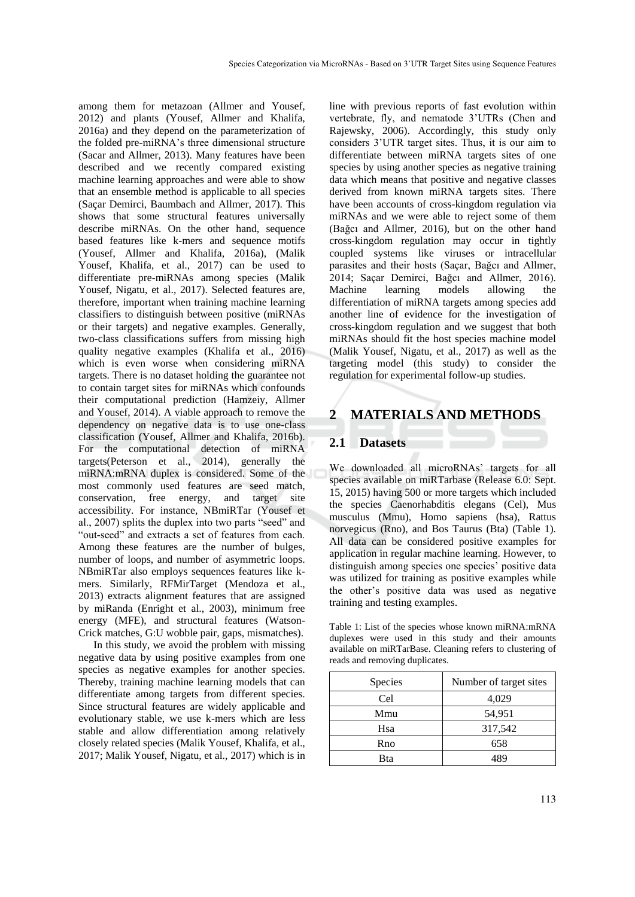among them for metazoan (Allmer and Yousef, 2012) and plants (Yousef, Allmer and Khalifa, 2016a) and they depend on the parameterization of the folded pre-miRNA's three dimensional structure (Sacar and Allmer, 2013). Many features have been described and we recently compared existing machine learning approaches and were able to show that an ensemble method is applicable to all species (Saçar Demirci, Baumbach and Allmer, 2017). This shows that some structural features universally describe miRNAs. On the other hand, sequence based features like k-mers and sequence motifs (Yousef, Allmer and Khalifa, 2016a), (Malik Yousef, Khalifa, et al., 2017) can be used to differentiate pre-miRNAs among species (Malik Yousef, Nigatu, et al., 2017). Selected features are, therefore, important when training machine learning classifiers to distinguish between positive (miRNAs or their targets) and negative examples. Generally, two-class classifications suffers from missing high quality negative examples (Khalifa et al., 2016) which is even worse when considering miRNA targets. There is no dataset holding the guarantee not to contain target sites for miRNAs which confounds their computational prediction (Hamzeiy, Allmer and Yousef, 2014). A viable approach to remove the dependency on negative data is to use one-class classification (Yousef, Allmer and Khalifa, 2016b). For the computational detection of miRNA targets(Peterson et al., 2014), generally the miRNA:mRNA duplex is considered. Some of the most commonly used features are seed match, conservation, free energy, and target site accessibility. For instance, NBmiRTar (Yousef et al., 2007) splits the duplex into two parts "seed" and "out-seed" and extracts a set of features from each. Among these features are the number of bulges, number of loops, and number of asymmetric loops. NBmiRTar also employs sequences features like k-mers. Similarly, RFMirTarget (Mendoza et al., 2013) extracts alignment features that are assigned by miRanda (Enright et al., 2003), minimum free energy (MFE), and structural features (Watson-Crick matches, G:U wobble pair, gaps, mismatches).

In this study, we avoid the problem with missing negative data by using positive examples from one species as negative examples for another species. Thereby, training machine learning models that can differentiate among targets from different species. Since structural features are widely applicable and evolutionary stable, we use k-mers which are less stable and allow differentiation among relatively closely related species (Malik Yousef, Khalifa, et al., 2017; Malik Yousef, Nigatu, et al., 2017) which is in line with previous reports of fast evolution within vertebrate, fly, and nematode 3'UTRs (Chen and Rajewsky, 2006). Accordingly, this study only considers 3'UTR target sites. Thus, it is our aim to differentiate between miRNA targets sites of one species by using another species as negative training data which means that positive and negative classes derived from known miRNA targets sites. There have been accounts of cross-kingdom regulation via miRNAs and we were able to reject some of them (Bağcı and Allmer, 2016), but on the other hand cross-kingdom regulation may occur in tightly coupled systems like viruses or intracellular parasites and their hosts (Saçar, Bağcı and Allmer, 2014; Saçar Demirci, Bağcı and Allmer, 2016). Machine learning models allowing the differentiation of miRNA targets among species add another line of evidence for the investigation of cross-kingdom regulation and we suggest that both miRNAs should fit the host species machine model (Malik Yousef, Nigatu, et al., 2017) as well as the targeting model (this study) to consider the regulation for experimental follow-up studies.

# 2 MATERIALS AND METHODS

## 2.1 Datasets

We downloaded all microRNAs' targets for all species available on miRTarbase (Release 6.0: Sept. 15, 2015) having 500 or more targets which included the species Caenorhabditis elegans (Cel), Mus musculus (Mmu), Homo sapiens (hsa), Rattus norvegicus (Rno), and Bos Taurus (Bta) (Table 1). All data can be considered positive examples for application in regular machine learning. However, to distinguish among species one species' positive data was utilized for training as positive examples while the other's positive data was used as negative training and testing examples.

Table 1: List of the species whose known miRNA:mRNA duplexes were used in this study and their amounts available on miRTarBase. Cleaning refers to clustering of reads and removing duplicates.

| Species | Number of target sites |
|---|---|
| Cel | 4,029 |
| Mmu | 54,951 |
| Hsa | 317,542 |
| Rno | 658 |
| Bta | 489 |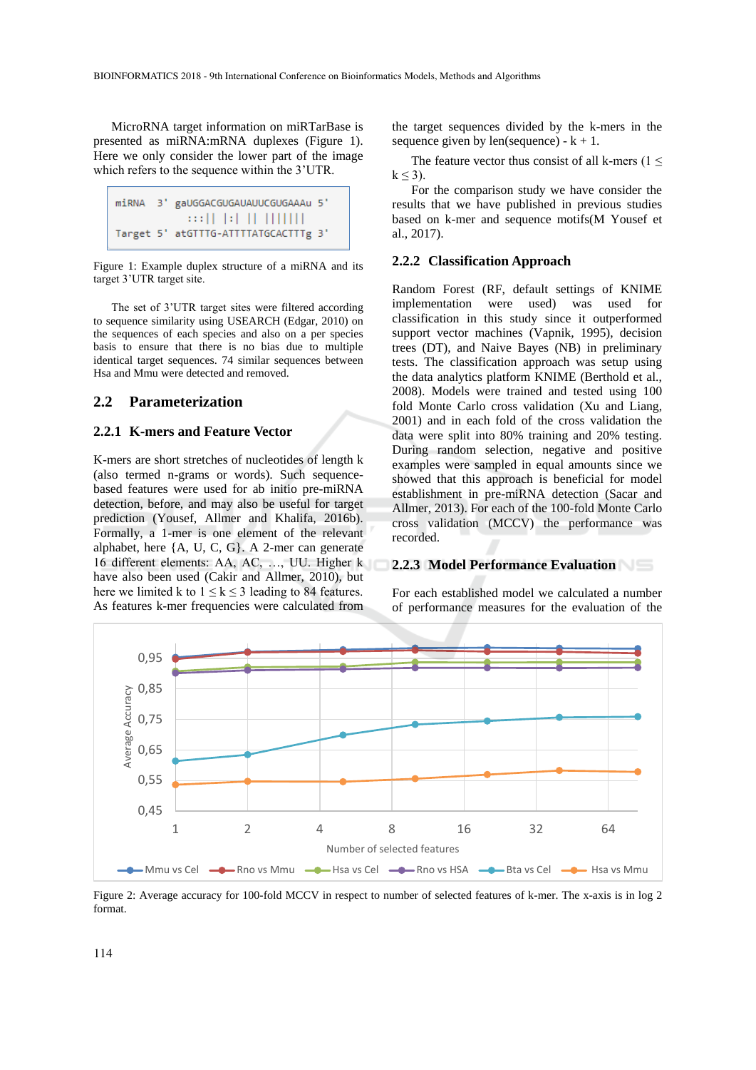MicroRNA target information on miRTarBase is presented as miRNA:mRNA duplexes (Figure 1). Here we only consider the lower part of the image which refers to the sequence within the 3'UTR.

```
miRNA  3' gaUGGACGUGAUAUUCGUGAAAu 5'
            :::|| |:| || |||||||
Target 5' atGTTTG-ATTTTATGCACTTTg 3'
```

Figure 1: Example duplex structure of a miRNA and its target 3'UTR target site.

The set of 3'UTR target sites were filtered according to sequence similarity using USEARCH (Edgar, 2010) on the sequences of each species and also on a per species basis to ensure that there is no bias due to multiple identical target sequences. 74 similar sequences between Hsa and Mmu were detected and removed.

## 2.2 Parameterization

### 2.2.1 K-mers and Feature Vector

K-mers are short stretches of nucleotides of length k (also termed n-grams or words). Such sequence-based features were used for ab initio pre-miRNA detection, before, and may also be useful for target prediction (Yousef, Allmer and Khalifa, 2016b). Formally, a 1-mer is one element of the relevant alphabet, here {A, U, C, G}. A 2-mer can generate 16 different elements: AA, AC, …, UU. Higher k have also been used (Cakir and Allmer, 2010), but here we limited k to $1 \leq k \leq 3$ leading to 84 features. As features k-mer frequencies were calculated from the target sequences divided by the k-mers in the sequence given by len(sequence) - k + 1.

The feature vector thus consist of all k-mers ($1 \leq k \leq 3$).

For the comparison study we have consider the results that we have published in previous studies based on k-mer and sequence motifs(M Yousef et al., 2017).

### 2.2.2 Classification Approach

Random Forest (RF, default settings of KNIME implementation were used) was used for classification in this study since it outperformed support vector machines (Vapnik, 1995), decision trees (DT), and Naive Bayes (NB) in preliminary tests. The classification approach was setup using the data analytics platform KNIME (Berthold et al., 2008). Models were trained and tested using 100 fold Monte Carlo cross validation (Xu and Liang, 2001) and in each fold of the cross validation the data were split into 80% training and 20% testing. During random selection, negative and positive examples were sampled in equal amounts since we showed that this approach is beneficial for model establishment in pre-miRNA detection (Sacar and Allmer, 2013). For each of the 100-fold Monte Carlo cross validation (MCCV) the performance was recorded.

### 2.2.3 Model Performance Evaluation

For each established model we calculated a number of performance measures for the evaluation of the

Figure 2: Average accuracy for 100-fold MCCV in respect to number of selected features of k-mer. The x-axis is in log 2 format.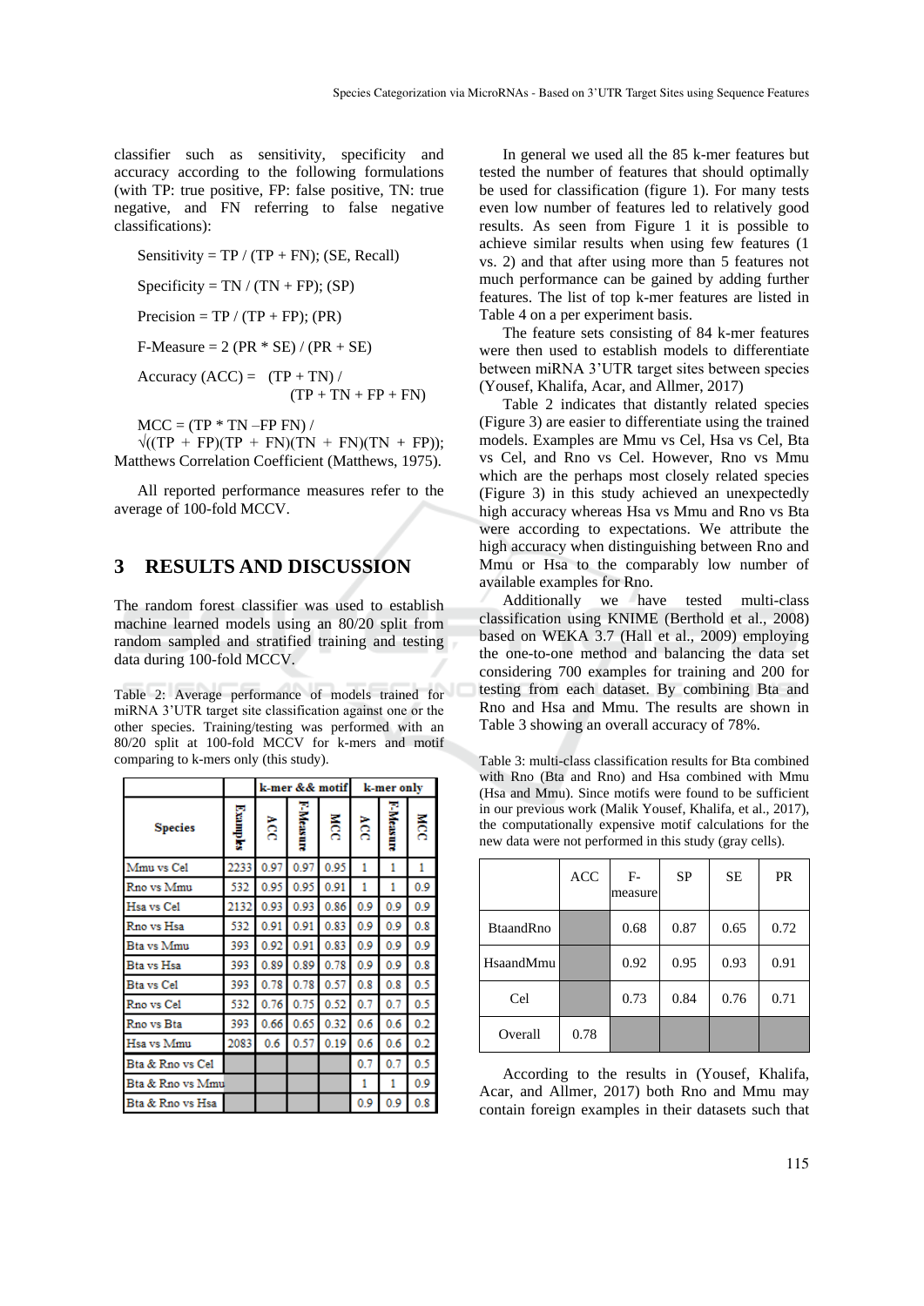classifier such as sensitivity, specificity and accuracy according to the following formulations (with TP: true positive, FP: false positive, TN: true negative, and FN referring to false negative classifications):

Sensitivity = TP / (TP + FN); (SE, Recall)

Specificity = TN / (TN + FP); (SP)

Precision = TP / (TP + FP); (PR)

F-Measure = 2 (PR * SE) / (PR + SE)

Accuracy (ACC) = (TP + TN) / (TP + TN + FP + FN)

MCC = (TP * TN –FP FN) / √((TP + FP)(TP + FN)(TN + FN)(TN + FP)); Matthews Correlation Coefficient (Matthews, 1975).

All reported performance measures refer to the average of 100-fold MCCV.

# 3 RESULTS AND DISCUSSION

The random forest classifier was used to establish machine learned models using an 80/20 split from random sampled and stratified training and testing data during 100-fold MCCV.

Table 2: Average performance of models trained for miRNA 3'UTR target site classification against one or the other species. Training/testing was performed with an 80/20 split at 100-fold MCCV for k-mers and motif comparing to k-mers only (this study).

| | | k-mer && motif | | | k-mer only | | |
|---|---|---|---|---|---|---|---|
| Species | Examples | ACC | F-Measure | MCC | ACC | F-Measure | MCC |
| Mmu vs Cel | 2233 | 0.97 | 0.97 | 0.95 | 1 | 1 | 1 |
| Rno vs Mmu | 532 | 0.95 | 0.95 | 0.91 | 1 | 1 | 0.9 |
| Hsa vs Cel | 2132 | 0.93 | 0.93 | 0.86 | 0.9 | 0.9 | 0.9 |
| Rno vs Hsa | 532 | 0.91 | 0.91 | 0.83 | 0.9 | 0.9 | 0.8 |
| Bta vs Mmu | 393 | 0.92 | 0.91 | 0.83 | 0.9 | 0.9 | 0.9 |
| Bta vs Hsa | 393 | 0.89 | 0.89 | 0.78 | 0.9 | 0.9 | 0.8 |
| Bta vs Cel | 393 | 0.78 | 0.78 | 0.57 | 0.8 | 0.8 | 0.5 |
| Rno vs Cel | 532 | 0.76 | 0.75 | 0.52 | 0.7 | 0.7 | 0.5 |
| Rno vs Bta | 393 | 0.66 | 0.65 | 0.32 | 0.6 | 0.6 | 0.2 |
| Hsa vs Mmu | 2083 | 0.6 | 0.57 | 0.19 | 0.6 | 0.6 | 0.2 |
| Bta & Rno vs Cel | | | | | 0.7 | 0.7 | 0.5 |
| Bta & Rno vs Mmu | | | | | 1 | 1 | 0.9 |
| Bta & Rno vs Hsa | | | | | 0.9 | 0.9 | 0.8 |

In general we used all the 85 k-mer features but tested the number of features that should optimally be used for classification (figure 1). For many tests even low number of features led to relatively good results. As seen from Figure 1 it is possible to achieve similar results when using few features (1 vs. 2) and that after using more than 5 features not much performance can be gained by adding further features. The list of top k-mer features are listed in Table 4 on a per experiment basis.

The feature sets consisting of 84 k-mer features were then used to establish models to differentiate between miRNA 3'UTR target sites between species (Yousef, Khalifa, Acar, and Allmer, 2017)

Table 2 indicates that distantly related species (Figure 3) are easier to differentiate using the trained models. Examples are Mmu vs Cel, Hsa vs Cel, Bta vs Cel, and Rno vs Cel. However, Rno vs Mmu which are the perhaps most closely related species (Figure 3) in this study achieved an unexpectedly high accuracy whereas Hsa vs Mmu and Rno vs Bta were according to expectations. We attribute the high accuracy when distinguishing between Rno and Mmu or Hsa to the comparably low number of available examples for Rno.

Additionally we have tested multi-class classification using KNIME (Berthold et al., 2008) based on WEKA 3.7 (Hall et al., 2009) employing the one-to-one method and balancing the data set considering 700 examples for training and 200 for testing from each dataset. By combining Bta and Rno and Hsa and Mmu. The results are shown in Table 3 showing an overall accuracy of 78%.

Table 3: multi-class classification results for Bta combined with Rno (Bta and Rno) and Hsa combined with Mmu (Hsa and Mmu). Since motifs were found to be sufficient in our previous work (Malik Yousef, Khalifa, et al., 2017), the computationally expensive motif calculations for the new data were not performed in this study (gray cells).

| | ACC | F-measure | SP | SE | PR |
|---|---|---|---|---|---|
| BtaandRno | | 0.68 | 0.87 | 0.65 | 0.72 |
| HsaandMmu | | 0.92 | 0.95 | 0.93 | 0.91 |
| Cel | | 0.73 | 0.84 | 0.76 | 0.71 |
| Overall | 0.78 | | | | |

According to the results in (Yousef, Khalifa, Acar, and Allmer, 2017) both Rno and Mmu may contain foreign examples in their datasets such that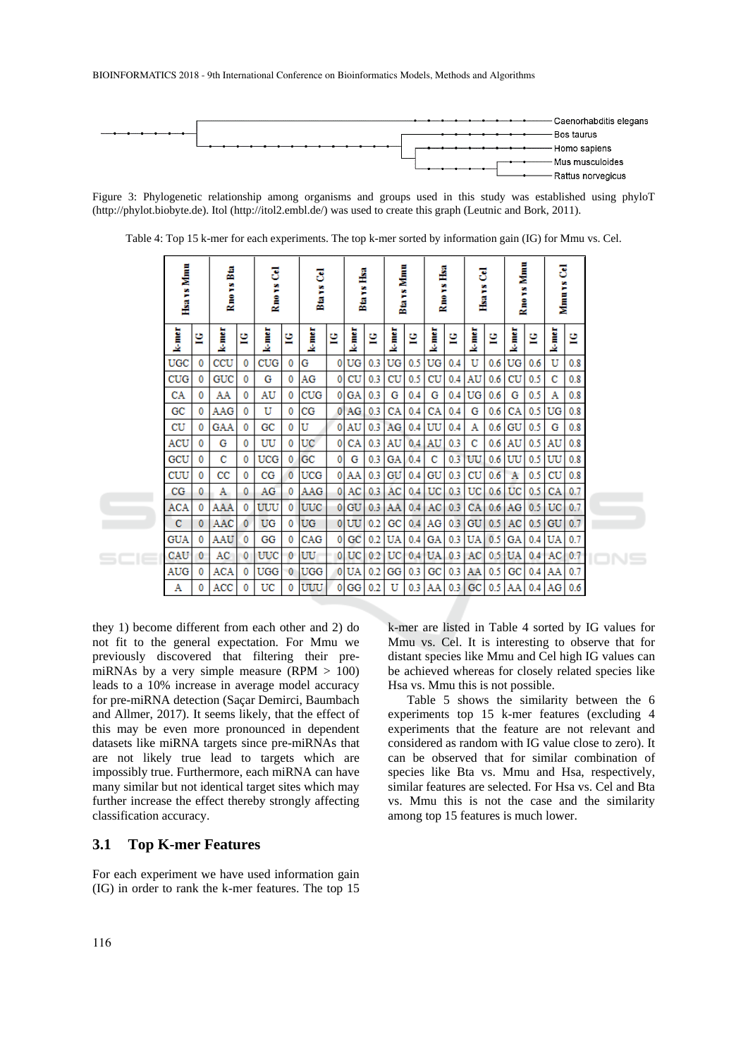Figure 3: Phylogenetic relationship among organisms and groups used in this study was established using phyloT (http://phylot.biobyte.de). Itol (http://itol2.embl.de/) was used to create this graph (Leutnic and Bork, 2011).

Table 4: Top 15 k-mer for each experiments. The top k-mer sorted by information gain (IG) for Mmu vs. Cel.

| Hsa vs Mmu | | Rno vs Bta | | Rno vs Cel | | Bta vs Cel | | Bta vs Hsa | | Bta vs Mmu | | Rno vs Hsa | | Hsa vs Cel | | Rno vs Mmu | | Mmu vs Cel | |
|---|---|---|---|---|---|---|---|---|---|---|---|---|---|---|---|---|---|---|---|
| k-mer | IG | k-mer | IG | k-mer | IG | k-mer | IG | k-mer | IG | k-mer | IG | k-mer | IG | k-mer | IG | k-mer | IG | k-mer | IG |
| UGC | 0 | CCU | 0 | CUG | 0 | G | 0 | UG | 0.3 | UG | 0.5 | UG | 0.4 | U | 0.6 | UG | 0.6 | U | 0.8 |
| CUG | 0 | GUC | 0 | G | 0 | AG | 0 | CU | 0.3 | CU | 0.5 | CU | 0.4 | AU | 0.6 | CU | 0.5 | C | 0.8 |
| CA | 0 | AA | 0 | AU | 0 | CUG | 0 | GA | 0.3 | G | 0.4 | G | 0.4 | UG | 0.6 | G | 0.5 | A | 0.8 |
| GC | 0 | AAG | 0 | U | 0 | CG | 0 | AG | 0.3 | CA | 0.4 | CA | 0.4 | G | 0.6 | CA | 0.5 | UG | 0.8 |
| CU | 0 | GAA | 0 | GC | 0 | U | 0 | AU | 0.3 | AG | 0.4 | UU | 0.4 | A | 0.6 | GU | 0.5 | G | 0.8 |
| ACU | 0 | G | 0 | UU | 0 | UC | 0 | CA | 0.3 | AU | 0.4 | AU | 0.3 | C | 0.6 | AU | 0.5 | AU | 0.8 |
| GCU | 0 | C | 0 | UCG | 0 | GC | 0 | G | 0.3 | GA | 0.4 | C | 0.3 | UU | 0.6 | UU | 0.5 | UU | 0.8 |
| CUU | 0 | CC | 0 | CG | 0 | UCG | 0 | AA | 0.3 | GU | 0.4 | GU | 0.3 | CU | 0.6 | A | 0.5 | CU | 0.8 |
| CG | 0 | A | 0 | AG | 0 | AAG | 0 | AC | 0.3 | AC | 0.4 | UC | 0.3 | UC | 0.6 | UC | 0.5 | CA | 0.7 |
| ACA | 0 | AAA | 0 | UUU | 0 | UUC | 0 | GU | 0.3 | AA | 0.4 | AC | 0.3 | CA | 0.6 | AG | 0.5 | UC | 0.7 |
| C | 0 | AAC | 0 | UG | 0 | UG | 0 | UU | 0.2 | GC | 0.4 | AG | 0.3 | GU | 0.5 | AC | 0.5 | GU | 0.7 |
| GUA | 0 | AAU | 0 | GG | 0 | CAG | 0 | GC | 0.2 | UA | 0.4 | GA | 0.3 | UA | 0.5 | GA | 0.4 | UA | 0.7 |
| CAU | 0 | AC | 0 | UUC | 0 | UU | 0 | UC | 0.2 | UC | 0.4 | UA | 0.3 | AC | 0.5 | UA | 0.4 | AC | 0.7 |
| AUG | 0 | ACA | 0 | UGG | 0 | UGG | 0 | UA | 0.2 | GG | 0.3 | GC | 0.3 | AA | 0.5 | GC | 0.4 | AA | 0.7 |
| A | 0 | ACC | 0 | UC | 0 | UUU | 0 | GG | 0.2 | U | 0.3 | AA | 0.3 | GC | 0.5 | AA | 0.4 | AG | 0.6 |

they 1) become different from each other and 2) do not fit to the general expectation. For Mmu we previously discovered that filtering their pre-miRNAs by a very simple measure (RPM > 100) leads to a 10% increase in average model accuracy for pre-miRNA detection (Saçar Demirci, Baumbach and Allmer, 2017). It seems likely, that the effect of this may be even more pronounced in dependent datasets like miRNA targets since pre-miRNAs that are not likely true lead to targets which are impossibly true. Furthermore, each miRNA can have many similar but not identical target sites which may further increase the effect thereby strongly affecting classification accuracy.

### 3.1 Top K-mer Features

For each experiment we have used information gain (IG) in order to rank the k-mer features. The top 15 k-mer are listed in Table 4 sorted by IG values for Mmu vs. Cel. It is interesting to observe that for distant species like Mmu and Cel high IG values can be achieved whereas for closely related species like Hsa vs. Mmu this is not possible.

Table 5 shows the similarity between the 6 experiments top 15 k-mer features (excluding 4 experiments that the feature are not relevant and considered as random with IG value close to zero). It can be observed that for similar combination of species like Bta vs. Mmu and Hsa, respectively, similar features are selected. For Hsa vs. Cel and Bta vs. Mmu this is not the case and the similarity among top 15 features is much lower.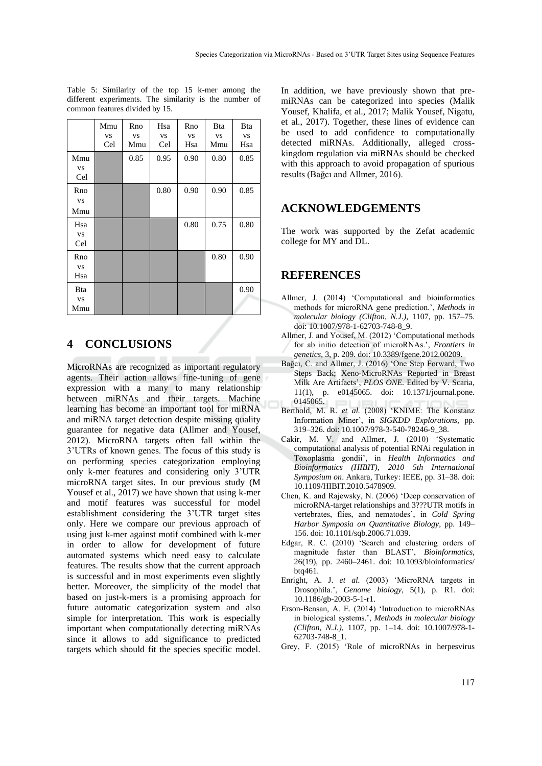Table 5: Similarity of the top 15 k-mer among the different experiments. The similarity is the number of common features divided by 15.

| | Mmu vs Cel | Rno vs Mmu | Hsa vs Cel | Rno vs Hsa | Bta vs Mmu | Bta vs Hsa |
|---|---|---|---|---|---|---|
| Mmu vs Cel | | 0.85 | 0.95 | 0.90 | 0.80 | 0.85 |
| Rno vs Mmu | | | 0.80 | 0.90 | 0.90 | 0.85 |
| Hsa vs Cel | | | | 0.80 | 0.75 | 0.80 |
| Rno vs Hsa | | | | | 0.80 | 0.90 |
| Bta vs Mmu | | | | | | 0.90 |

## 4 CONCLUSIONS

MicroRNAs are recognized as important regulatory agents. Their action allows fine-tuning of gene expression with a many to many relationship between miRNAs and their targets. Machine learning has become an important tool for miRNA and miRNA target detection despite missing quality guarantee for negative data (Allmer and Yousef, 2012). MicroRNA targets often fall within the 3'UTRs of known genes. The focus of this study is on performing species categorization employing only k-mer features and considering only 3'UTR microRNA target sites. In our previous study (M Yousef et al., 2017) we have shown that using k-mer and motif features was successful for model establishment considering the 3'UTR target sites only. Here we compare our previous approach of using just k-mer against motif combined with k-mer in order to allow for development of future automated systems which need easy to calculate features. The results show that the current approach is successful and in most experiments even slightly better. Moreover, the simplicity of the model that based on just-k-mers is a promising approach for future automatic categorization system and also simple for interpretation. This work is especially important when computationally detecting miRNAs since it allows to add significance to predicted targets which should fit the species specific model.

In addition, we have previously shown that pre-miRNAs can be categorized into species (Malik Yousef, Khalifa, et al., 2017; Malik Yousef, Nigatu, et al., 2017). Together, these lines of evidence can be used to add confidence to computationally detected miRNAs. Additionally, alleged cross-kingdom regulation via miRNAs should be checked with this approach to avoid propagation of spurious results (Bağcı and Allmer, 2016).

## ACKNOWLEDGEMENTS

The work was supported by the Zefat academic college for MY and DL.

## REFERENCES

Allmer, J. (2014) 'Computational and bioinformatics methods for microRNA gene prediction.', *Methods in molecular biology (Clifton, N.J.)*, 1107, pp. 157–75. doi: 10.1007/978-1-62703-748-8_9.

Allmer, J. and Yousef, M. (2012) 'Computational methods for ab initio detection of microRNAs.', *Frontiers in genetics*, 3, p. 209. doi: 10.3389/fgene.2012.00209.

Bağcı, C. and Allmer, J. (2016) 'One Step Forward, Two Steps Back; Xeno-MicroRNAs Reported in Breast Milk Are Artifacts', *PLOS ONE*. Edited by V. Scaria, 11(1), p. e0145065. doi: 10.1371/journal.pone.0145065.

Berthold, M. R. *et al.* (2008) 'KNIME: The Konstanz Information Miner', in *SIGKDD Explorations*, pp. 319–326. doi: 10.1007/978-3-540-78246-9_38.

Cakir, M. V. and Allmer, J. (2010) 'Systematic computational analysis of potential RNAi regulation in Toxoplasma gondii', in *Health Informatics and Bioinformatics (HIBIT), 2010 5th International Symposium on*. Ankara, Turkey: IEEE, pp. 31–38. doi: 10.1109/HIBIT.2010.5478909.

Chen, K. and Rajewsky, N. (2006) 'Deep conservation of microRNA-target relationships and 3???UTR motifs in vertebrates, flies, and nematodes', in *Cold Spring Harbor Symposia on Quantitative Biology*, pp. 149–156. doi: 10.1101/sqb.2006.71.039.

Edgar, R. C. (2010) 'Search and clustering orders of magnitude faster than BLAST', *Bioinformatics*, 26(19), pp. 2460–2461. doi: 10.1093/bioinformatics/btq461.

Enright, A. J. *et al.* (2003) 'MicroRNA targets in Drosophila.', *Genome biology*, 5(1), p. R1. doi: 10.1186/gb-2003-5-1-r1.

Erson-Bensan, A. E. (2014) 'Introduction to microRNAs in biological systems.', *Methods in molecular biology (Clifton, N.J.)*, 1107, pp. 1–14. doi: 10.1007/978-1-62703-748-8_1.

Grey, F. (2015) 'Role of microRNAs in herpesvirus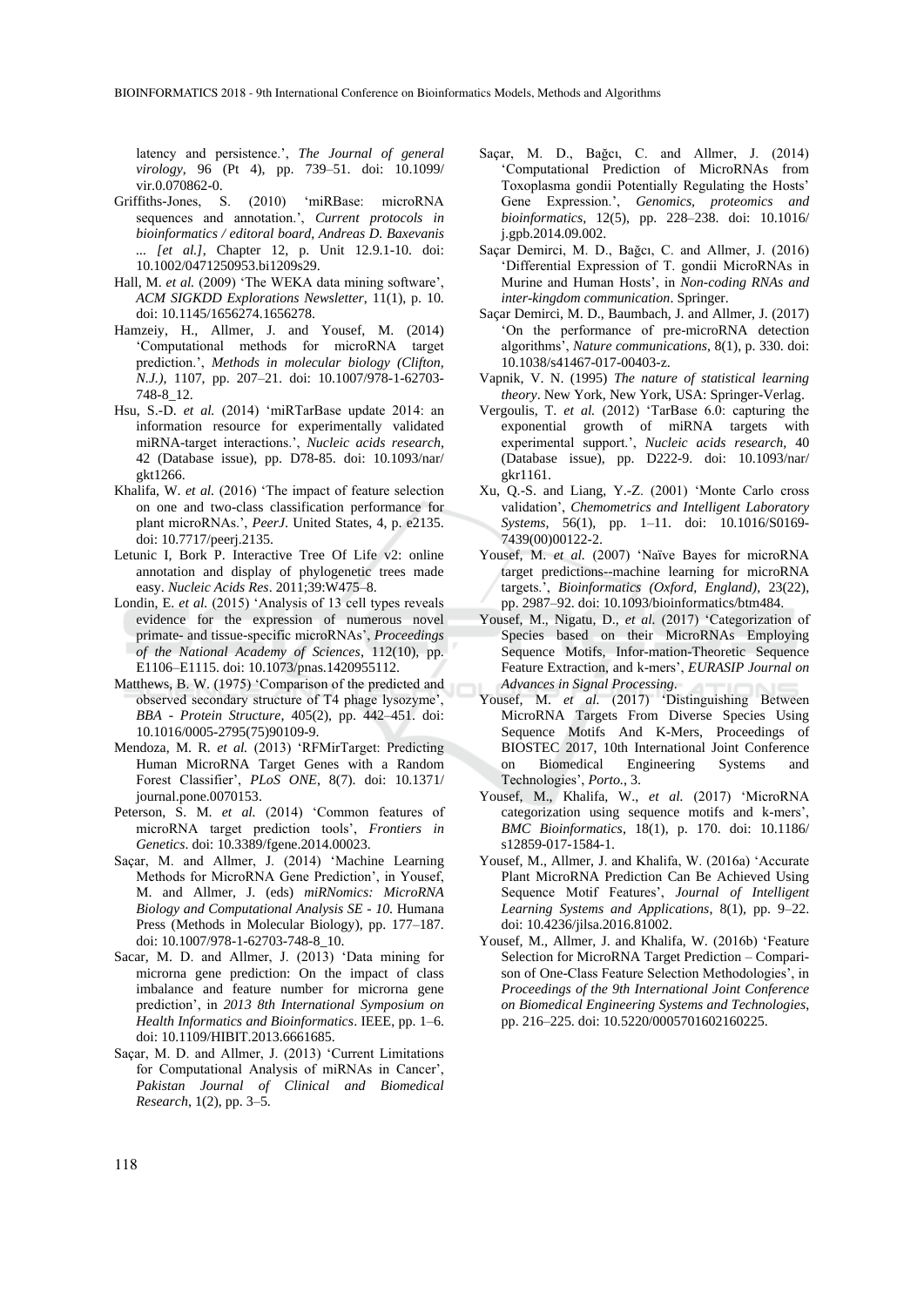latency and persistence.', *The Journal of general virology*, 96 (Pt 4), pp. 739–51. doi: 10.1099/vir.0.070862-0.

Griffiths-Jones, S. (2010) 'miRBase: microRNA sequences and annotation.', *Current protocols in bioinformatics / editoral board, Andreas D. Baxevanis ... [et al.]*, Chapter 12, p. Unit 12.9.1-10. doi: 10.1002/0471250953.bi1209s29.

Hall, M. *et al.* (2009) 'The WEKA data mining software', *ACM SIGKDD Explorations Newsletter*, 11(1), p. 10. doi: 10.1145/1656274.1656278.

Hamzeiy, H., Allmer, J. and Yousef, M. (2014) 'Computational methods for microRNA target prediction.', *Methods in molecular biology (Clifton, N.J.)*, 1107, pp. 207–21. doi: 10.1007/978-1-62703-748-8_12.

Hsu, S.-D. *et al.* (2014) 'miRTarBase update 2014: an information resource for experimentally validated miRNA-target interactions.', *Nucleic acids research*, 42 (Database issue), pp. D78-85. doi: 10.1093/nar/gkt1266.

Khalifa, W. *et al.* (2016) 'The impact of feature selection on one and two-class classification performance for plant microRNAs.', *PeerJ*. United States, 4, p. e2135. doi: 10.7717/peerj.2135.

Letunic I, Bork P. Interactive Tree Of Life v2: online annotation and display of phylogenetic trees made easy. *Nucleic Acids Res*. 2011;39:W475–8.

Londin, E. *et al.* (2015) 'Analysis of 13 cell types reveals evidence for the expression of numerous novel primate- and tissue-specific microRNAs', *Proceedings of the National Academy of Sciences*, 112(10), pp. E1106–E1115. doi: 10.1073/pnas.1420955112.

Matthews, B. W. (1975) 'Comparison of the predicted and observed secondary structure of T4 phage lysozyme', *BBA - Protein Structure*, 405(2), pp. 442–451. doi: 10.1016/0005-2795(75)90109-9.

Mendoza, M. R. *et al.* (2013) 'RFMirTarget: Predicting Human MicroRNA Target Genes with a Random Forest Classifier', *PLoS ONE*, 8(7). doi: 10.1371/journal.pone.0070153.

Peterson, S. M. *et al.* (2014) 'Common features of microRNA target prediction tools', *Frontiers in Genetics*. doi: 10.3389/fgene.2014.00023.

Saçar, M. and Allmer, J. (2014) 'Machine Learning Methods for MicroRNA Gene Prediction', in Yousef, M. and Allmer, J. (eds) *miRNomics: MicroRNA Biology and Computational Analysis SE - 10*. Humana Press (Methods in Molecular Biology), pp. 177–187. doi: 10.1007/978-1-62703-748-8_10.

Sacar, M. D. and Allmer, J. (2013) 'Data mining for microrna gene prediction: On the impact of class imbalance and feature number for microrna gene prediction', in *2013 8th International Symposium on Health Informatics and Bioinformatics*. IEEE, pp. 1–6. doi: 10.1109/HIBIT.2013.6661685.

Saçar, M. D. and Allmer, J. (2013) 'Current Limitations for Computational Analysis of miRNAs in Cancer', *Pakistan Journal of Clinical and Biomedical Research*, 1(2), pp. 3–5.

Saçar, M. D., Bağcı, C. and Allmer, J. (2014) 'Computational Prediction of MicroRNAs from Toxoplasma gondii Potentially Regulating the Hosts' Gene Expression.', *Genomics, proteomics and bioinformatics*, 12(5), pp. 228–238. doi: 10.1016/j.gpb.2014.09.002.

Saçar Demirci, M. D., Bağcı, C. and Allmer, J. (2016) 'Differential Expression of T. gondii MicroRNAs in Murine and Human Hosts', in *Non-coding RNAs and inter-kingdom communication*. Springer.

Saçar Demirci, M. D., Baumbach, J. and Allmer, J. (2017) 'On the performance of pre-microRNA detection algorithms', *Nature communications*, 8(1), p. 330. doi: 10.1038/s41467-017-00403-z.

Vapnik, V. N. (1995) *The nature of statistical learning theory*. New York, New York, USA: Springer-Verlag.

Vergoulis, T. *et al.* (2012) 'TarBase 6.0: capturing the exponential growth of miRNA targets with experimental support.', *Nucleic acids research*, 40 (Database issue), pp. D222-9. doi: 10.1093/nar/gkr1161.

Xu, Q.-S. and Liang, Y.-Z. (2001) 'Monte Carlo cross validation', *Chemometrics and Intelligent Laboratory Systems*, 56(1), pp. 1–11. doi: 10.1016/S0169-7439(00)00122-2.

Yousef, M. *et al.* (2007) 'Naïve Bayes for microRNA target predictions--machine learning for microRNA targets.', *Bioinformatics (Oxford, England)*, 23(22), pp. 2987–92. doi: 10.1093/bioinformatics/btm484.

Yousef, M., Nigatu, D., *et al.* (2017) 'Categorization of Species based on their MicroRNAs Employing Sequence Motifs, Infor-mation-Theoretic Sequence Feature Extraction, and k-mers', *EURASIP Journal on Advances in Signal Processing*.

Yousef, M. *et al.* (2017) 'Distinguishing Between MicroRNA Targets From Diverse Species Using Sequence Motifs And K-Mers, Proceedings of BIOSTEC 2017, 10th International Joint Conference on Biomedical Engineering Systems and Technologies', *Porto.*, 3.

Yousef, M., Khalifa, W., *et al.* (2017) 'MicroRNA categorization using sequence motifs and k-mers', *BMC Bioinformatics*, 18(1), p. 170. doi: 10.1186/s12859-017-1584-1.

Yousef, M., Allmer, J. and Khalifa, W. (2016a) 'Accurate Plant MicroRNA Prediction Can Be Achieved Using Sequence Motif Features', *Journal of Intelligent Learning Systems and Applications*, 8(1), pp. 9–22. doi: 10.4236/jilsa.2016.81002.

Yousef, M., Allmer, J. and Khalifa, W. (2016b) 'Feature Selection for MicroRNA Target Prediction – Comparison of One-Class Feature Selection Methodologies', in *Proceedings of the 9th International Joint Conference on Biomedical Engineering Systems and Technologies*, pp. 216–225. doi: 10.5220/0005701602160225.